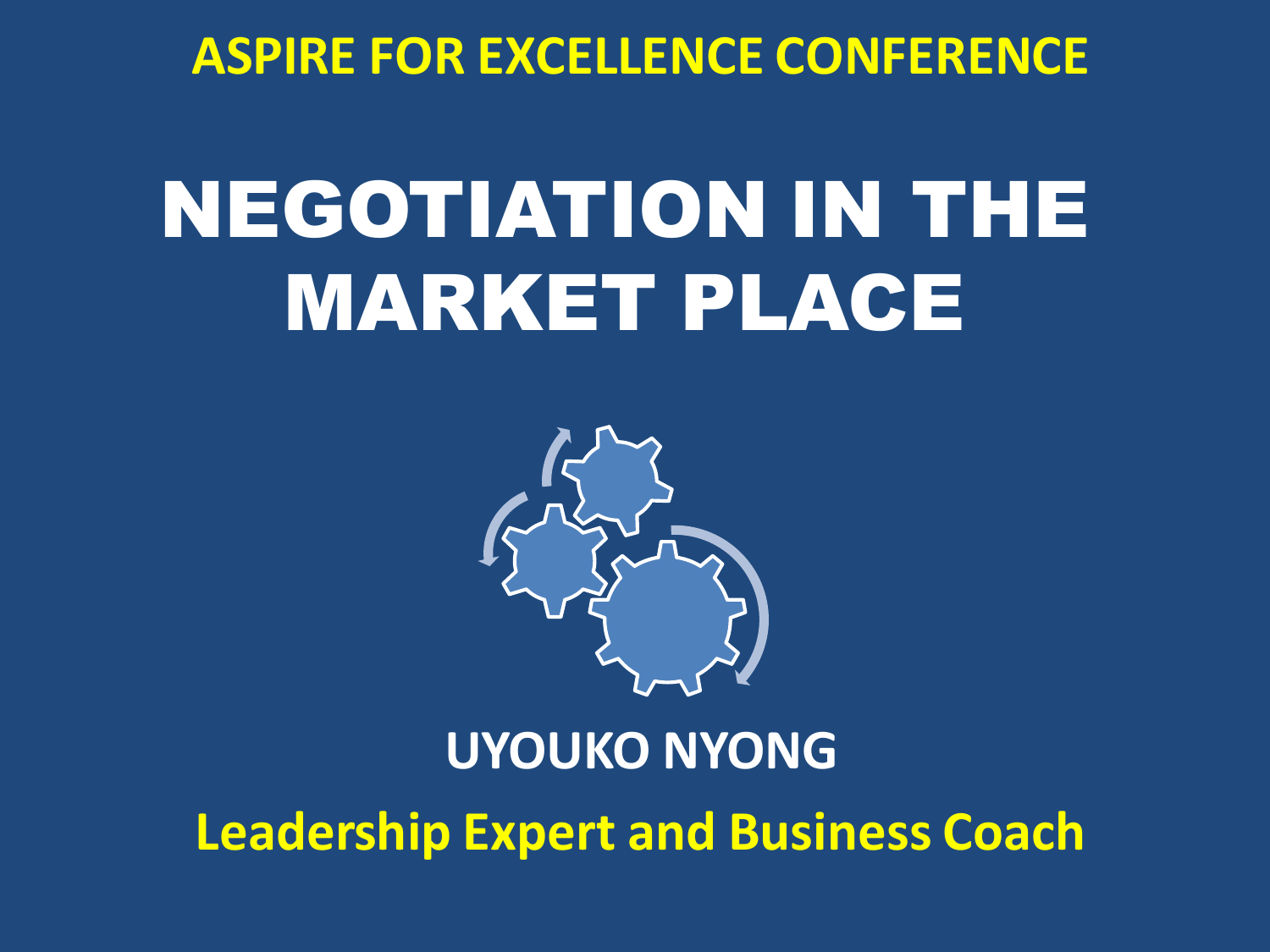**ASPIRE FOR EXCELLENCE CONFERENCE**

# NEGOTIATION IN THE MARKET PLACE

**UYOUKO NYONG**

**Leadership Expert and Business Coach**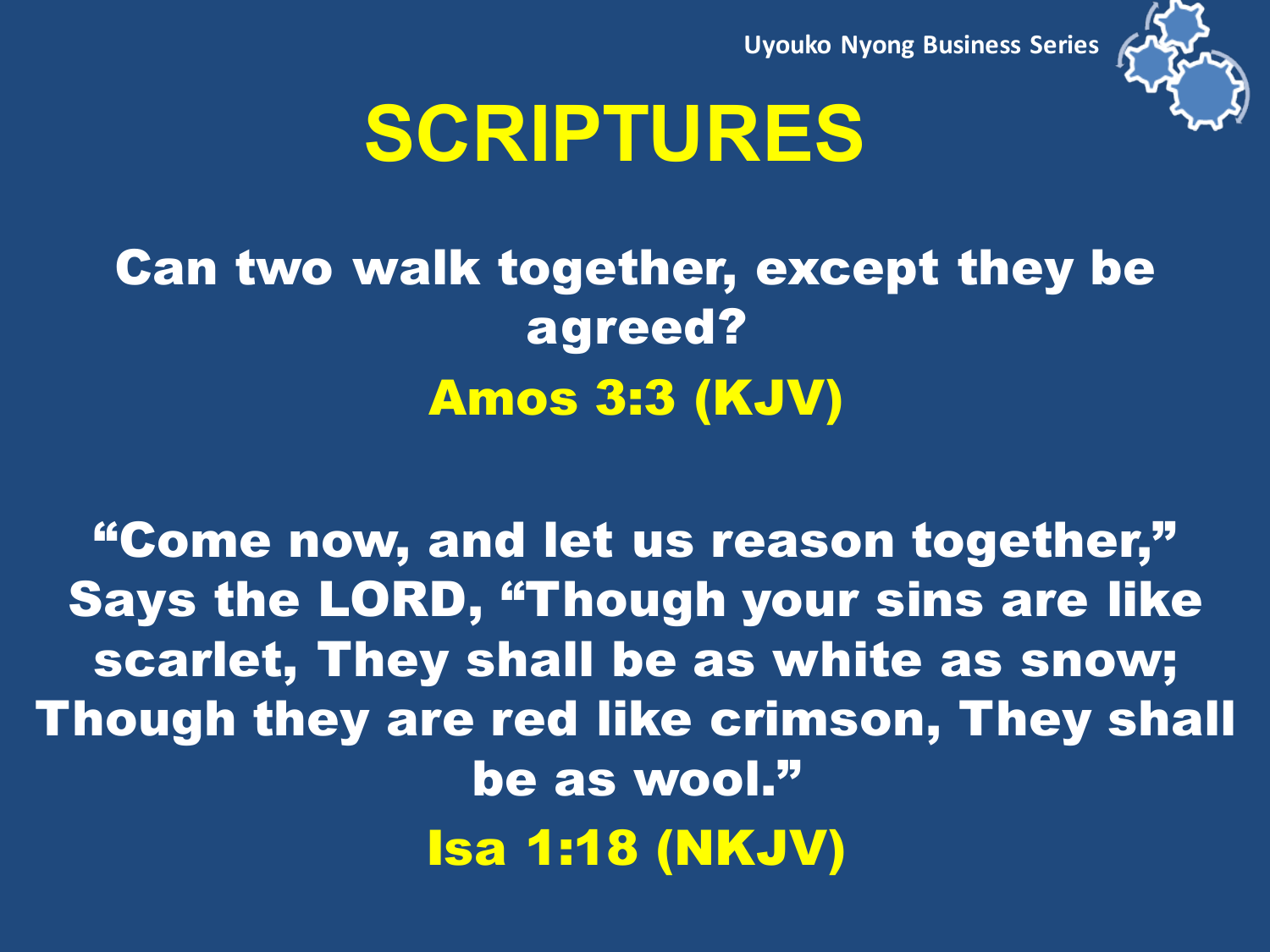# SCRIPTURES

**Can two walk together, except they be agreed?**

**Amos 3:3 (KJV)**

**“Come now, and let us reason together,” Says the LORD, “Though your sins are like scarlet, They shall be as white as snow; Though they are red like crimson, They shall be as wool.”**

**Isa 1:18 (NKJV)**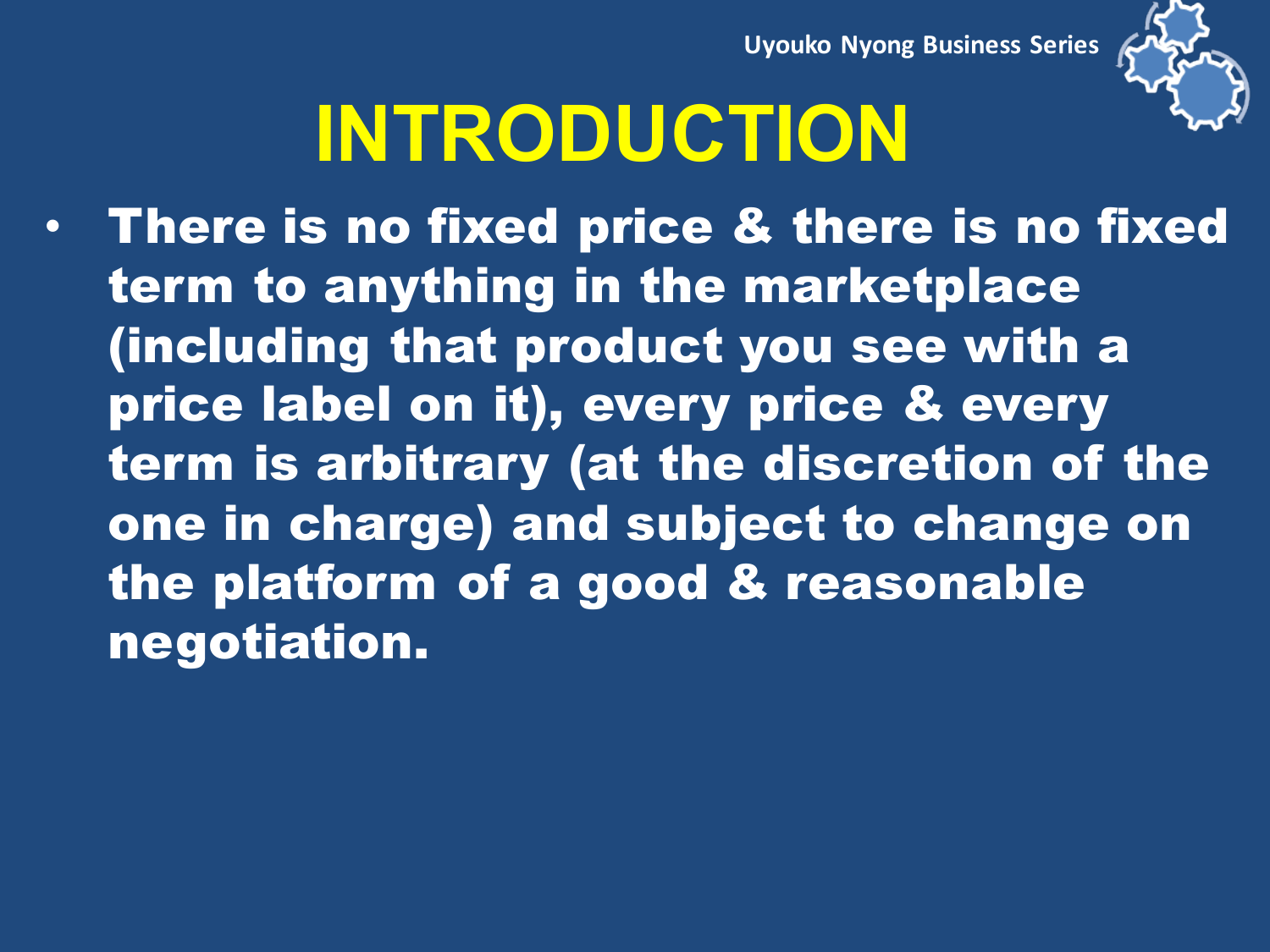# INTRODUCTION

- **There is no fixed price & there is no fixed term to anything in the marketplace (including that product you see with a price label on it), every price & every term is arbitrary (at the discretion of the one in charge) and subject to change on the platform of a good & reasonable negotiation.**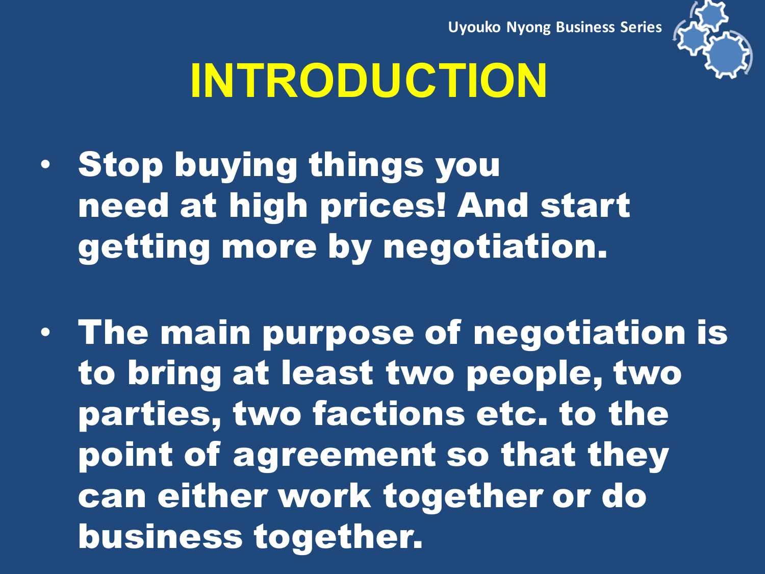# INTRODUCTION

- **Stop buying things you need at high prices! And start getting more by negotiation.**

- **The main purpose of negotiation is to bring at least two people, two parties, two factions etc. to the point of agreement so that they can either work together or do business together.**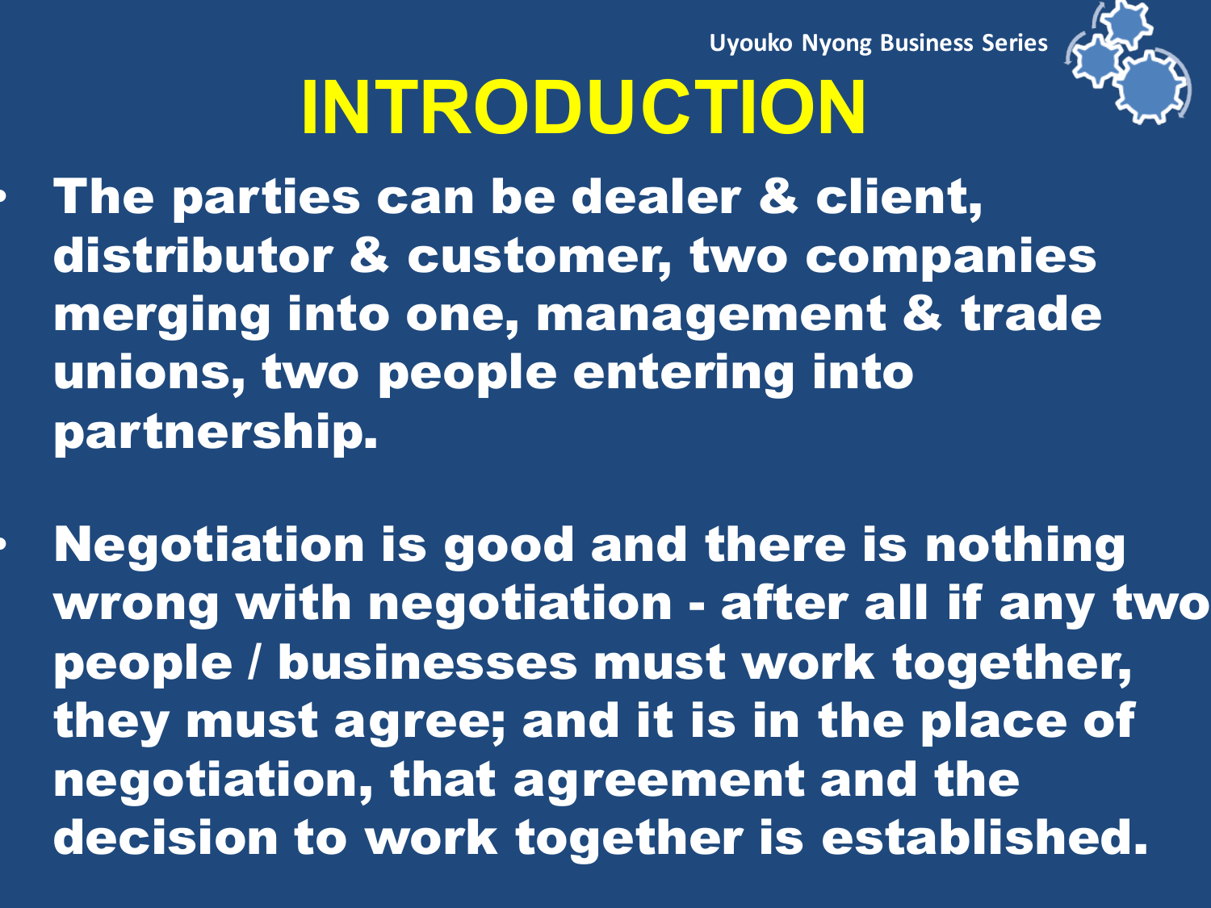# INTRODUCTION

- **The parties can be dealer & client, distributor & customer, two companies merging into one, management & trade unions, two people entering into partnership.**

- **Negotiation is good and there is nothing wrong with negotiation - after all if any two people / businesses must work together, they must agree; and it is in the place of negotiation, that agreement and the decision to work together is established.**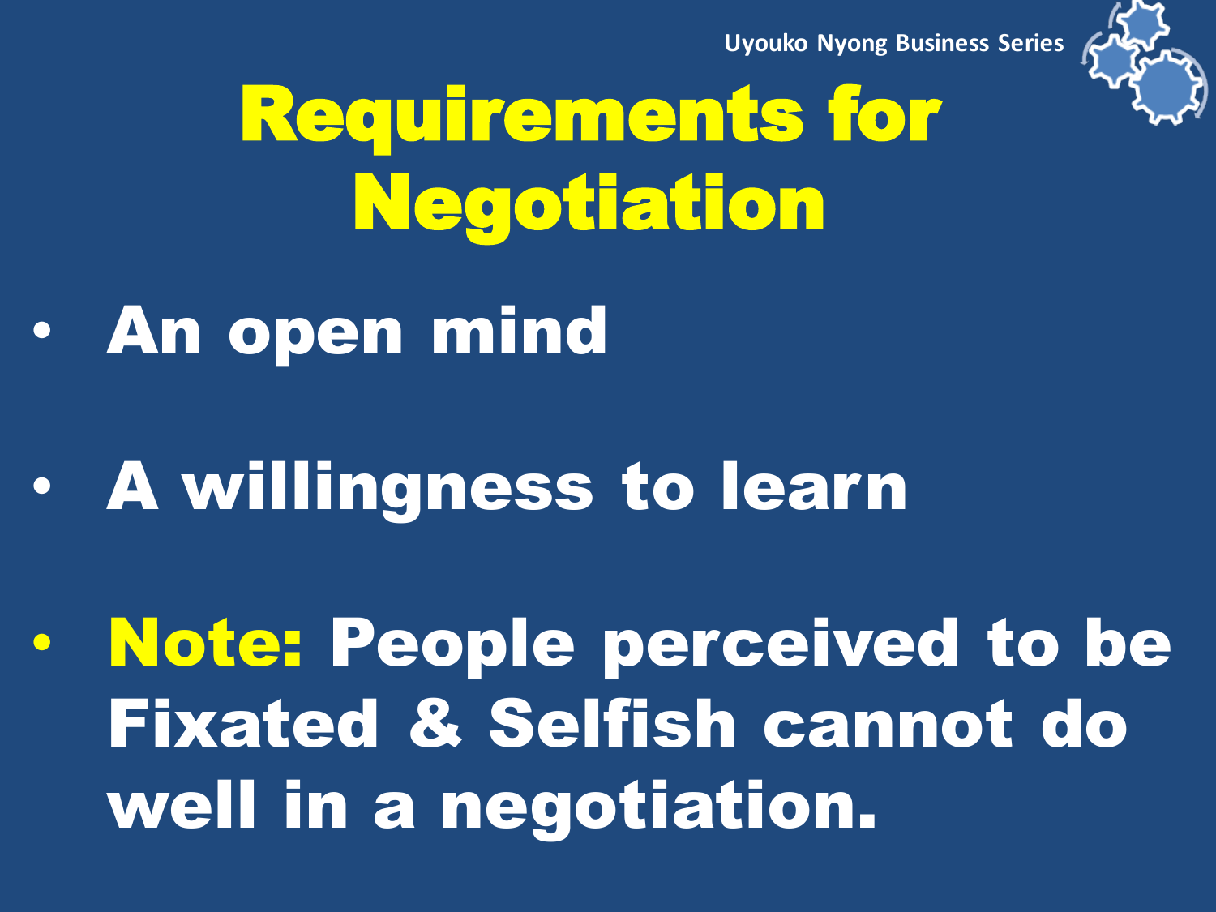# Requirements for Negotiation

- An open mind
- A willingness to learn
- **Note:** People perceived to be Fixated & Selfish cannot do well in a negotiation.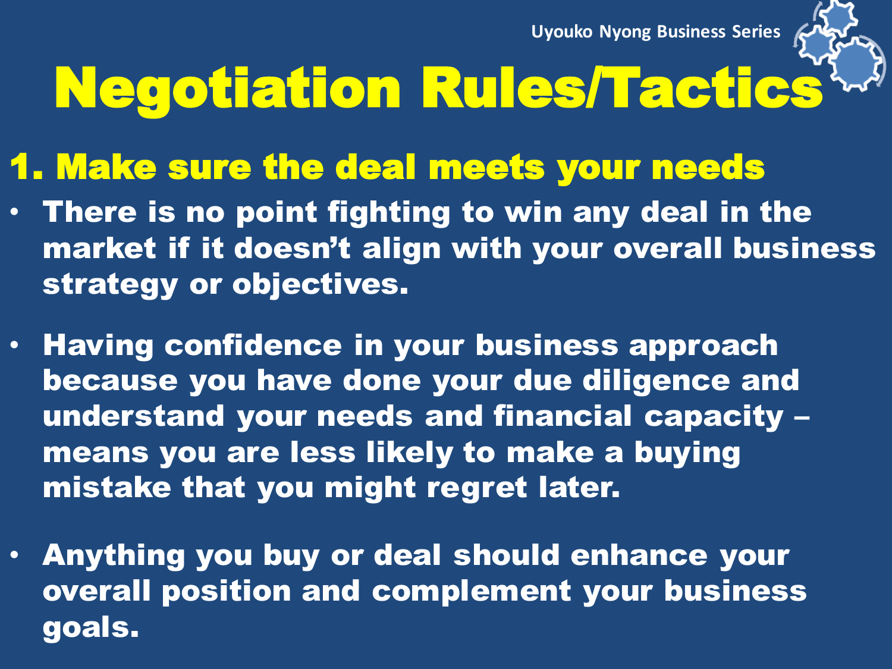# Negotiation Rules/Tactics

## 1. Make sure the deal meets your needs

- There is no point fighting to win any deal in the market if it doesn't align with your overall business strategy or objectives.
- Having confidence in your business approach because you have done your due diligence and understand your needs and financial capacity – means you are less likely to make a buying mistake that you might regret later.
- Anything you buy or deal should enhance your overall position and complement your business goals.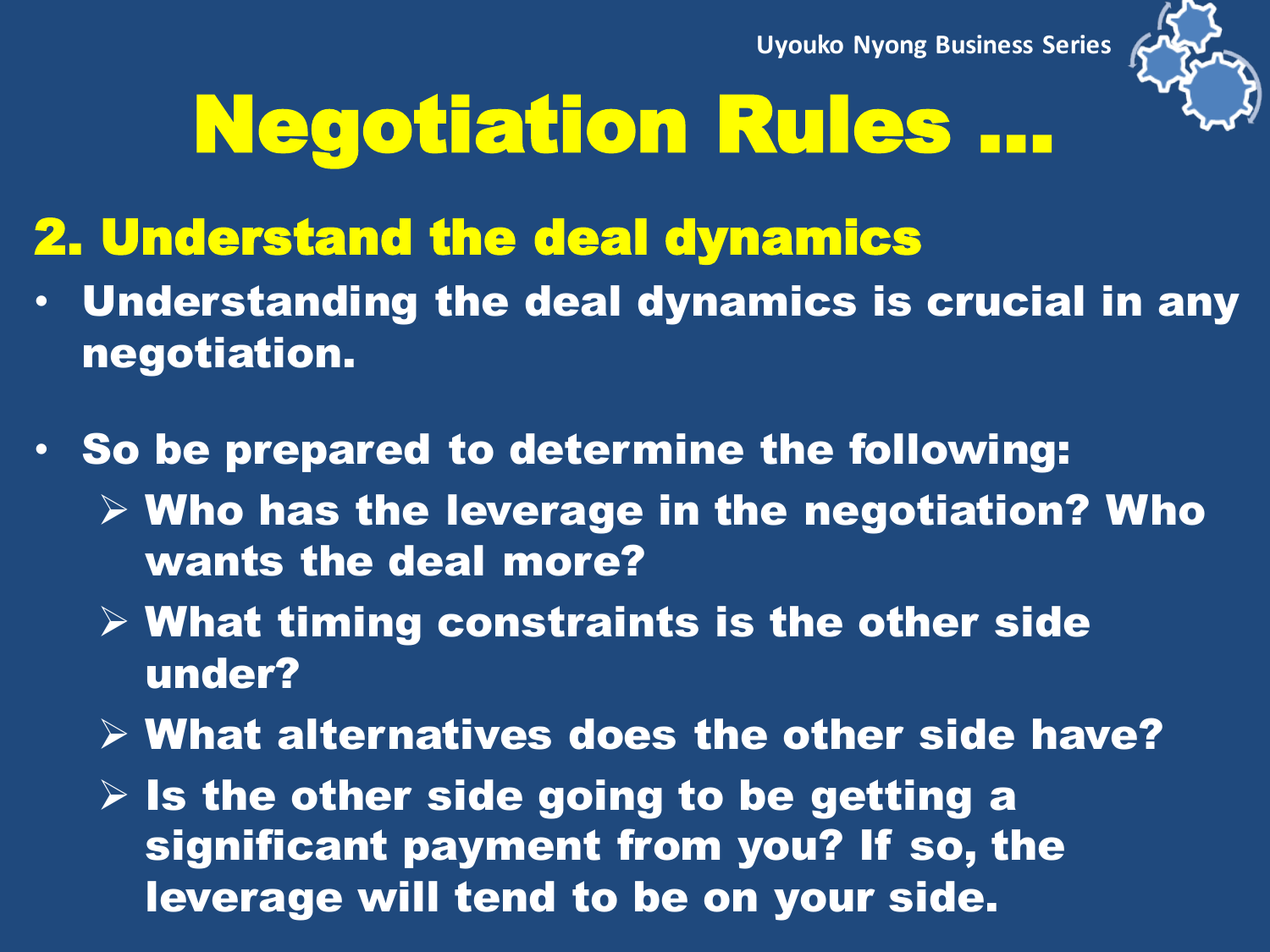# Negotiation Rules …

## 2. Understand the deal dynamics

- Understanding the deal dynamics is crucial in any negotiation.
- So be prepared to determine the following:
  - Who has the leverage in the negotiation? Who wants the deal more?
  - What timing constraints is the other side under?
  - What alternatives does the other side have?
  - Is the other side going to be getting a significant payment from you? If so, the leverage will tend to be on your side.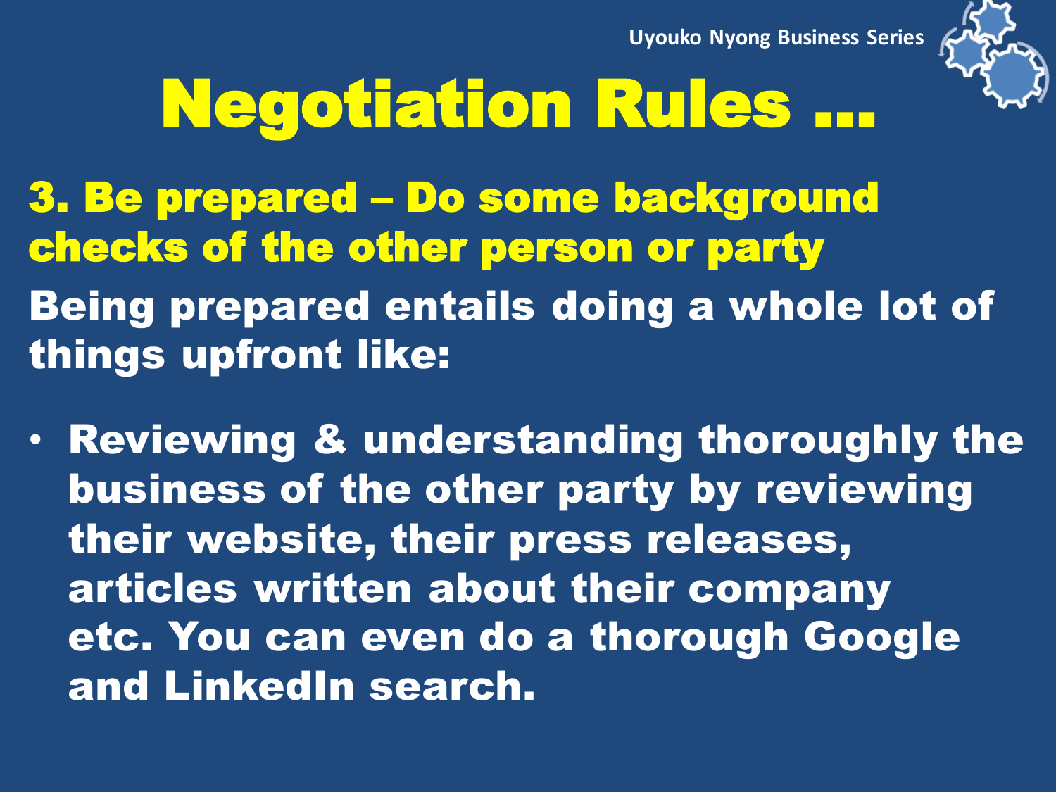# Negotiation Rules …

## 3. Be prepared – Do some background checks of the other person or party

**Being prepared entails doing a whole lot of things upfront like:**

- **Reviewing & understanding thoroughly the business of the other party by reviewing their website, their press releases, articles written about their company etc. You can even do a thorough Google and LinkedIn search.**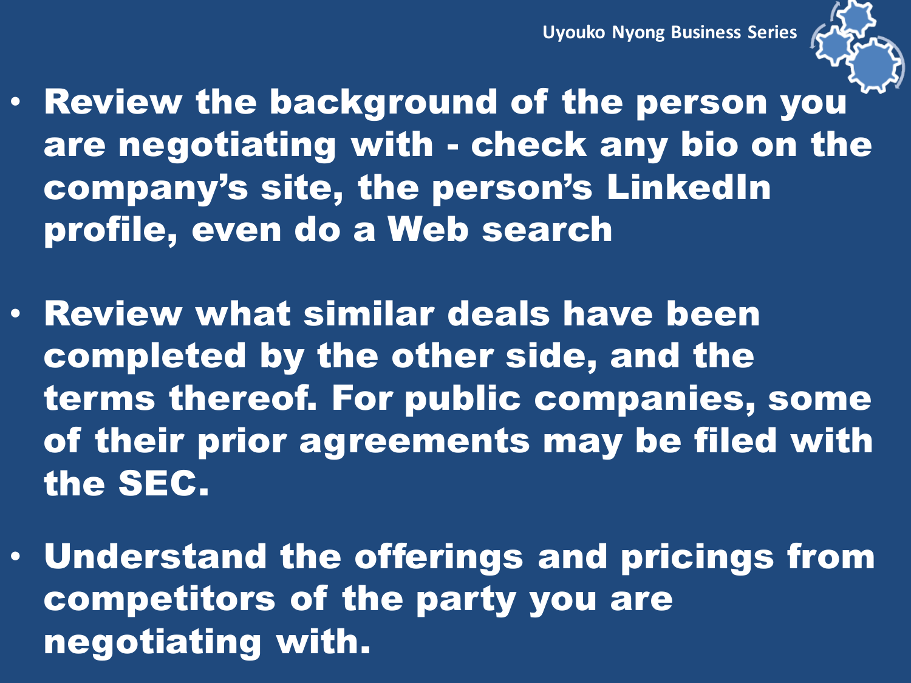- **Review the background of the person you are negotiating with - check any bio on the company's site, the person's LinkedIn profile, even do a Web search**

- **Review what similar deals have been completed by the other side, and the terms thereof. For public companies, some of their prior agreements may be filed with the SEC.**

- **Understand the offerings and pricings from competitors of the party you are negotiating with.**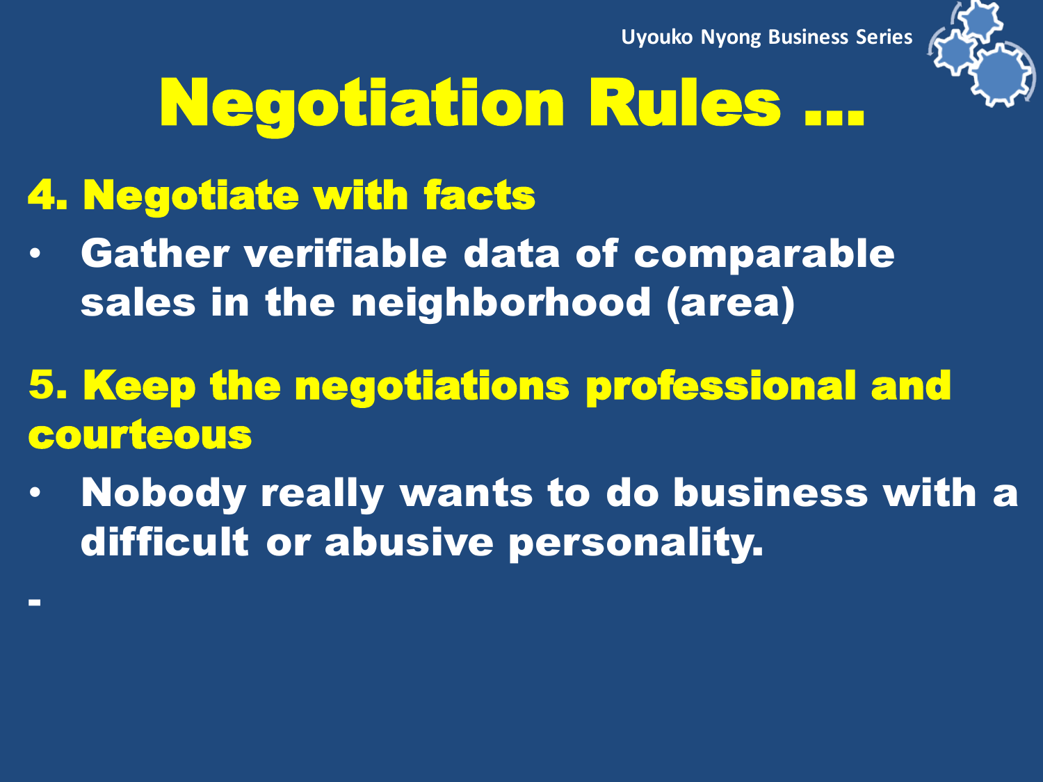# Negotiation Rules …

## 4. Negotiate with facts

- Gather verifiable data of comparable sales in the neighborhood (area)

## 5. Keep the negotiations professional and courteous

- Nobody really wants to do business with a difficult or abusive personality.

-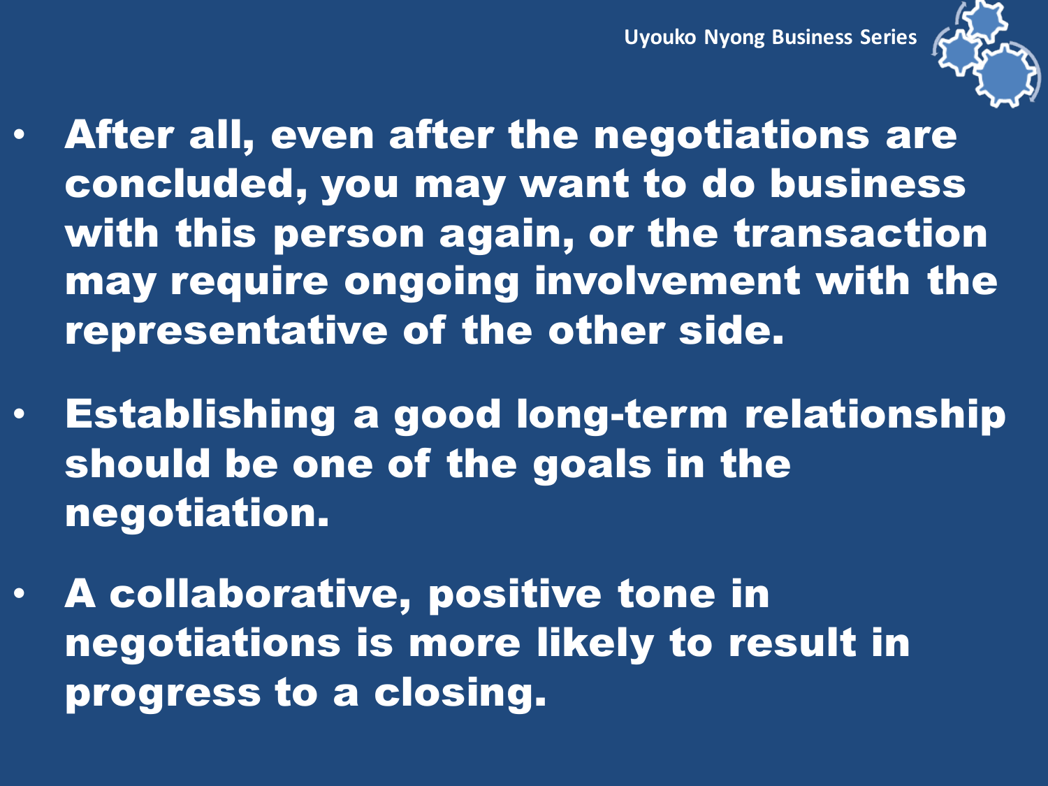- After all, even after the negotiations are concluded, you may want to do business with this person again, or the transaction may require ongoing involvement with the representative of the other side.
- Establishing a good long-term relationship should be one of the goals in the negotiation.
- A collaborative, positive tone in negotiations is more likely to result in progress to a closing.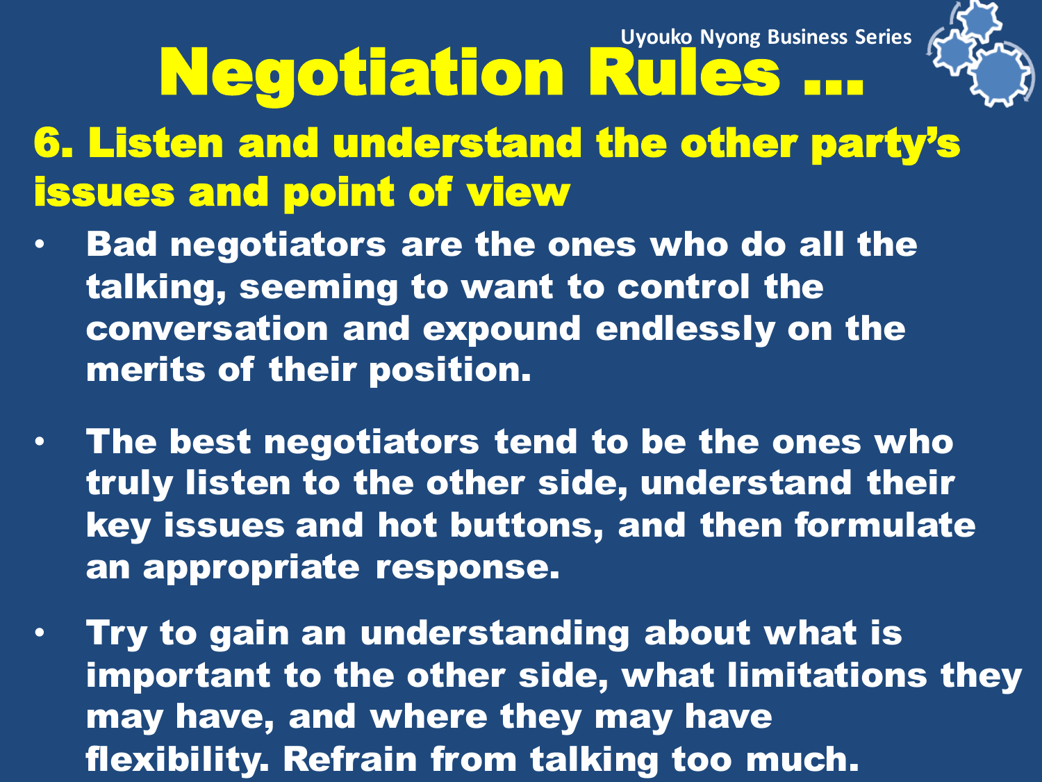# Negotiation Rules …

## 6. Listen and understand the other party's issues and point of view

- Bad negotiators are the ones who do all the talking, seeming to want to control the conversation and expound endlessly on the merits of their position.
- The best negotiators tend to be the ones who truly listen to the other side, understand their key issues and hot buttons, and then formulate an appropriate response.
- Try to gain an understanding about what is important to the other side, what limitations they may have, and where they may have flexibility. Refrain from talking too much.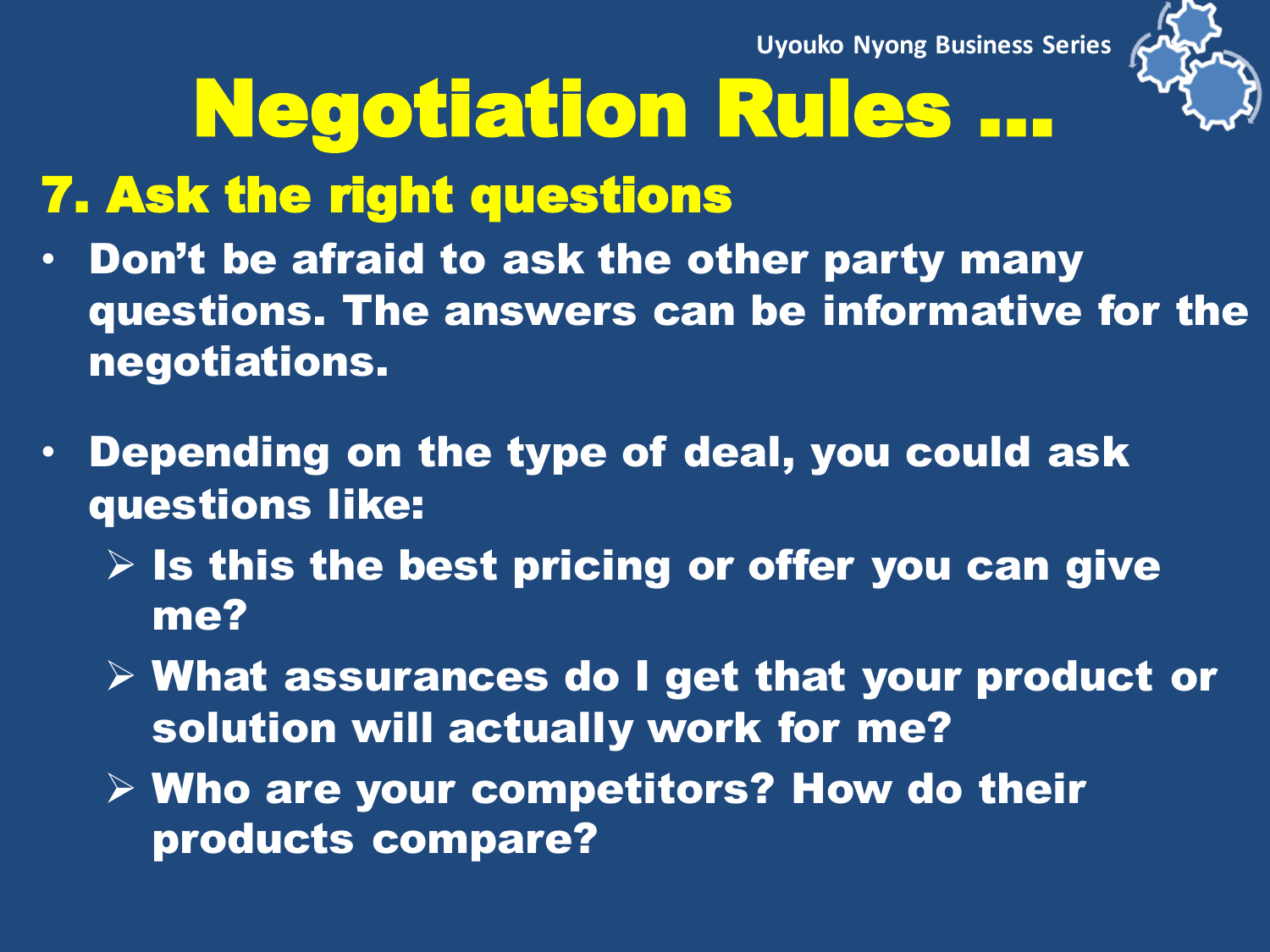# Negotiation Rules …

## 7. Ask the right questions

- Don't be afraid to ask the other party many questions. The answers can be informative for the negotiations.
- Depending on the type of deal, you could ask questions like:
  - Is this the best pricing or offer you can give me?
  - What assurances do I get that your product or solution will actually work for me?
  - Who are your competitors? How do their products compare?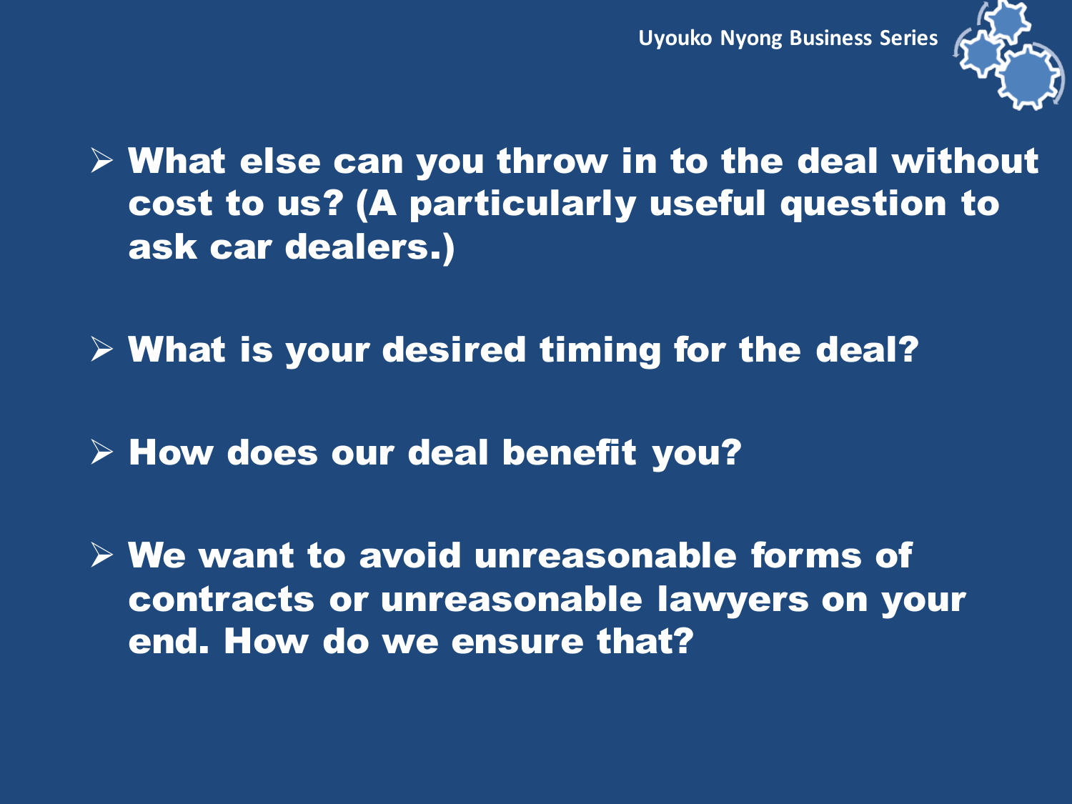- What else can you throw in to the deal without cost to us? (A particularly useful question to ask car dealers.)

- What is your desired timing for the deal?

- How does our deal benefit you?

- We want to avoid unreasonable forms of contracts or unreasonable lawyers on your end. How do we ensure that?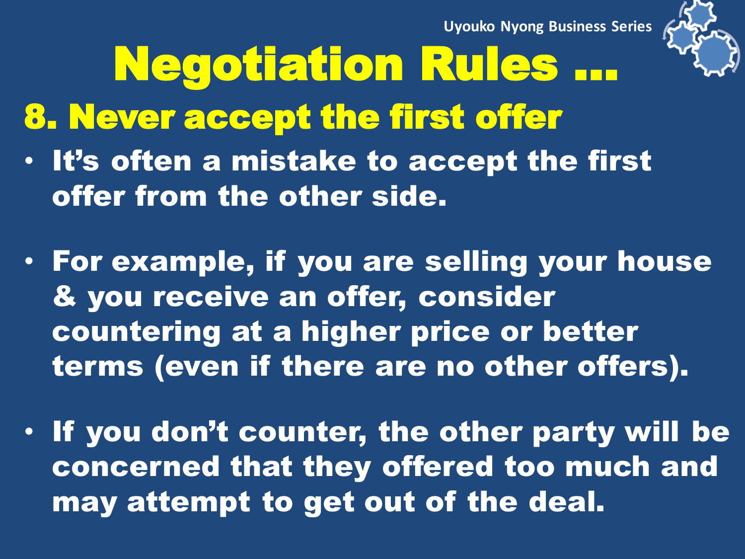# Negotiation Rules ...

## 8. Never accept the first offer

- It's often a mistake to accept the first offer from the other side.
- For example, if you are selling your house & you receive an offer, consider countering at a higher price or better terms (even if there are no other offers).
- If you don't counter, the other party will be concerned that they offered too much and may attempt to get out of the deal.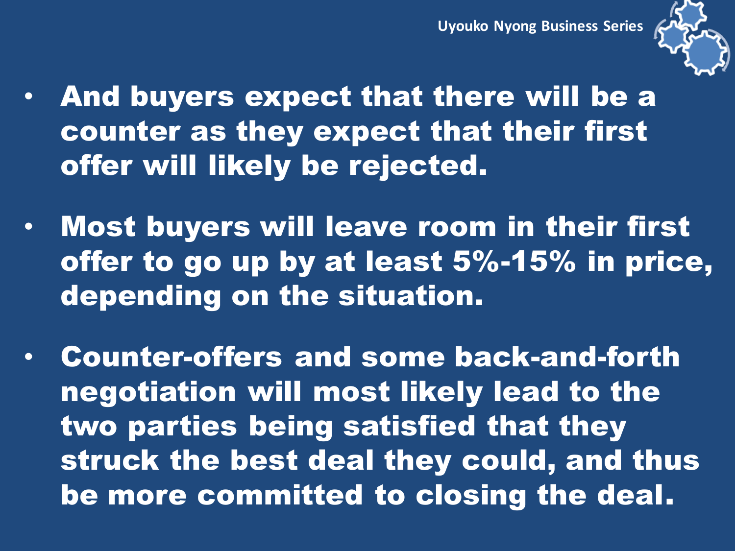- And buyers expect that there will be a counter as they expect that their first offer will likely be rejected.
- Most buyers will leave room in their first offer to go up by at least 5%-15% in price, depending on the situation.
- Counter-offers and some back-and-forth negotiation will most likely lead to the two parties being satisfied that they struck the best deal they could, and thus be more committed to closing the deal.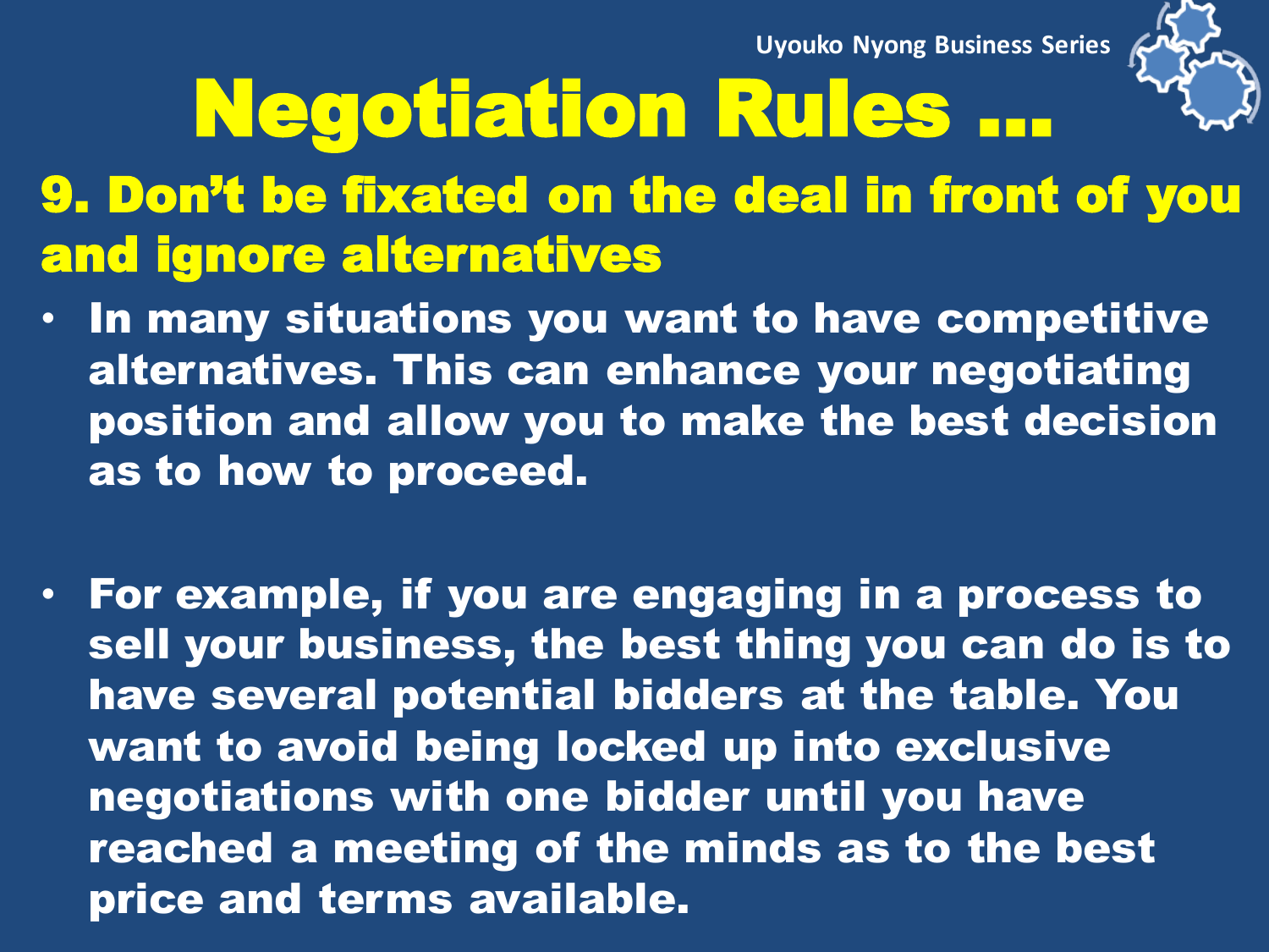# Negotiation Rules …

## 9. Don't be fixated on the deal in front of you and ignore alternatives

- In many situations you want to have competitive alternatives. This can enhance your negotiating position and allow you to make the best decision as to how to proceed.

- For example, if you are engaging in a process to sell your business, the best thing you can do is to have several potential bidders at the table. You want to avoid being locked up into exclusive negotiations with one bidder until you have reached a meeting of the minds as to the best price and terms available.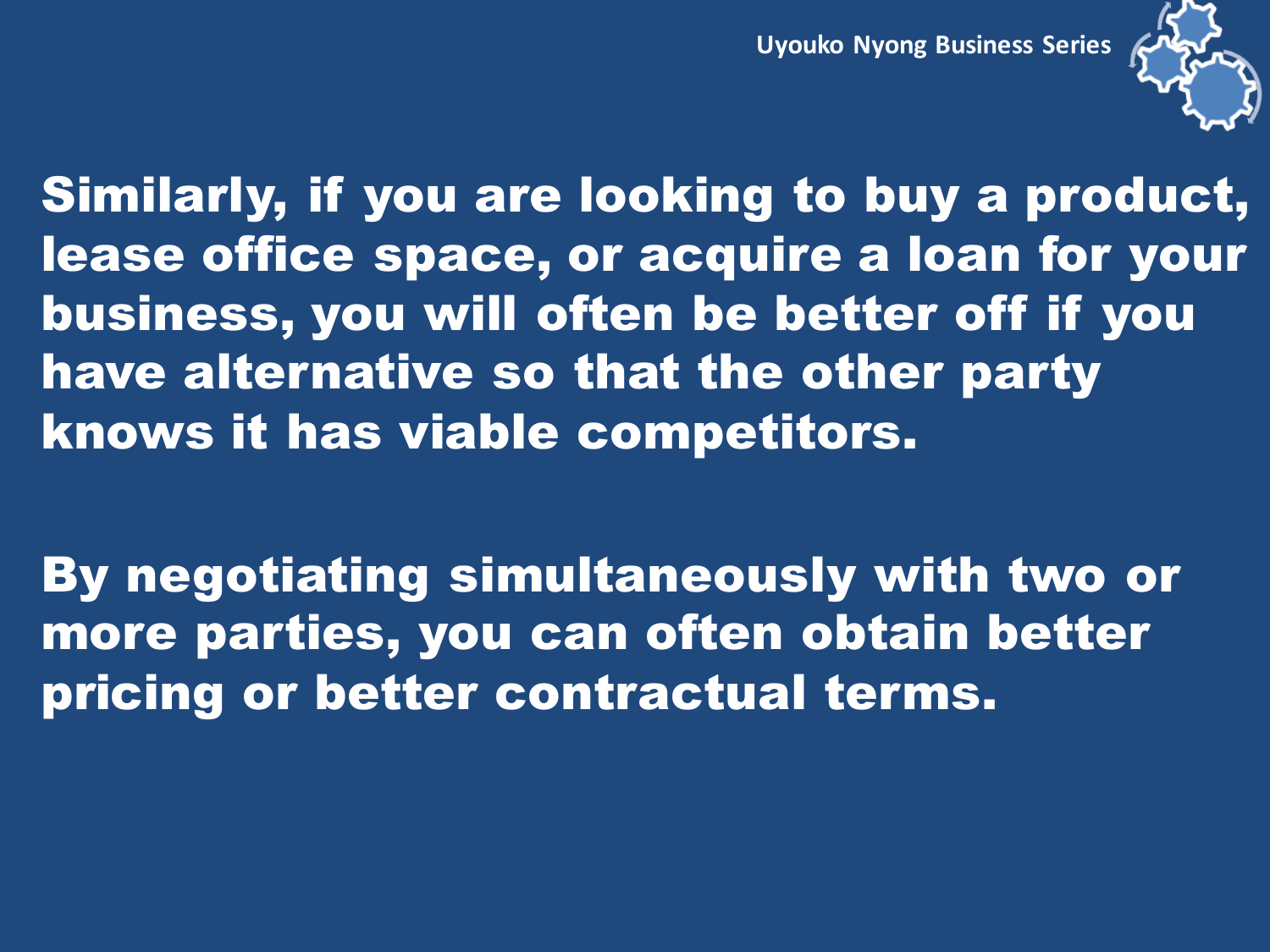Similarly, if you are looking to buy a product, lease office space, or acquire a loan for your business, you will often be better off if you have alternative so that the other party knows it has viable competitors.

By negotiating simultaneously with two or more parties, you can often obtain better pricing or better contractual terms.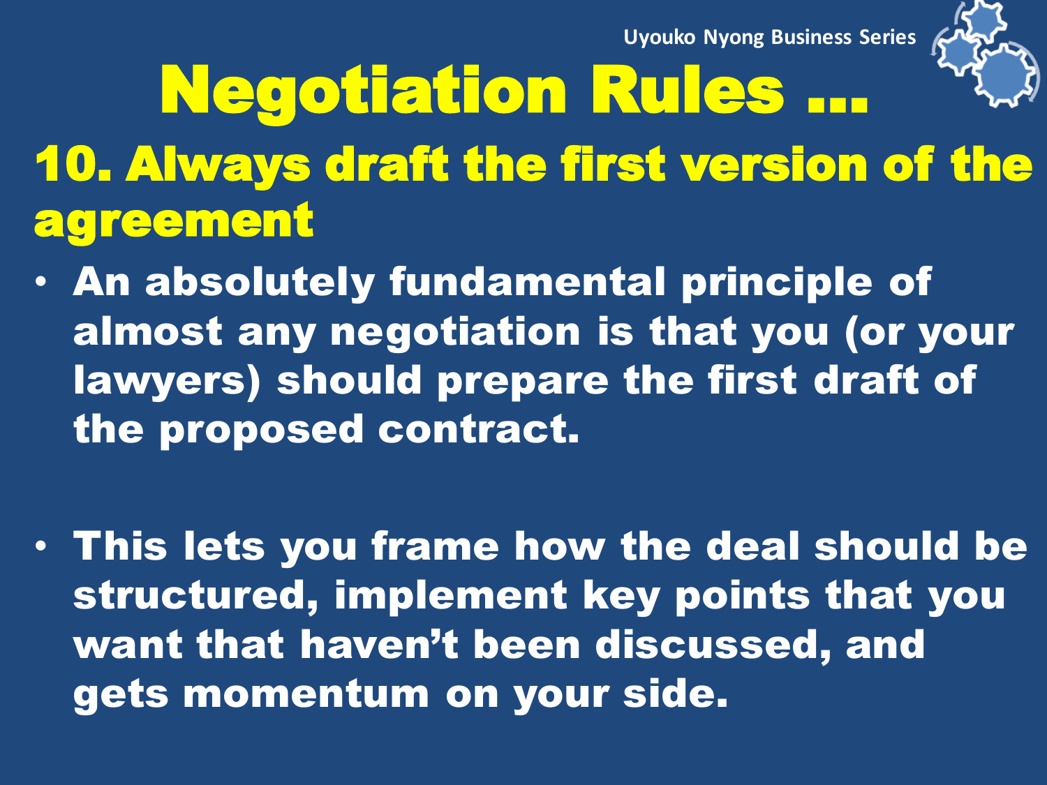# Negotiation Rules …

## 10. Always draft the first version of the agreement

- An absolutely fundamental principle of almost any negotiation is that you (or your lawyers) should prepare the first draft of the proposed contract.
- This lets you frame how the deal should be structured, implement key points that you want that haven't been discussed, and gets momentum on your side.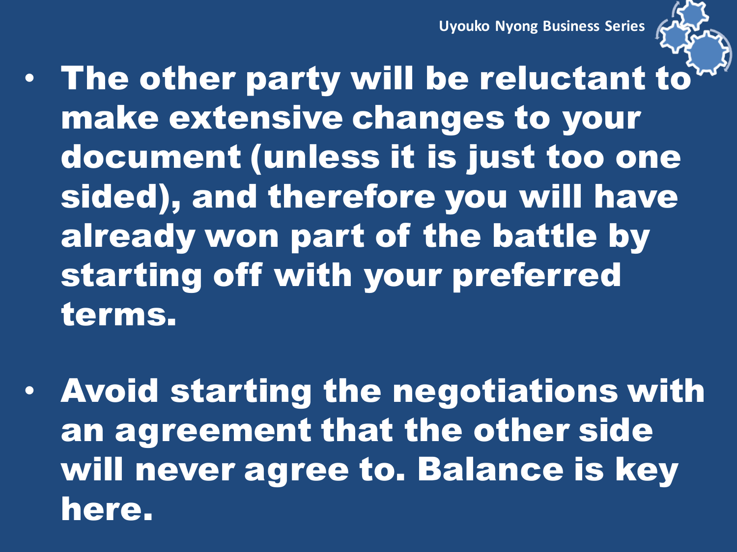- **The other party will be reluctant to make extensive changes to your document (unless it is just too one sided), and therefore you will have already won part of the battle by starting off with your preferred terms.**

- **Avoid starting the negotiations with an agreement that the other side will never agree to. Balance is key here.**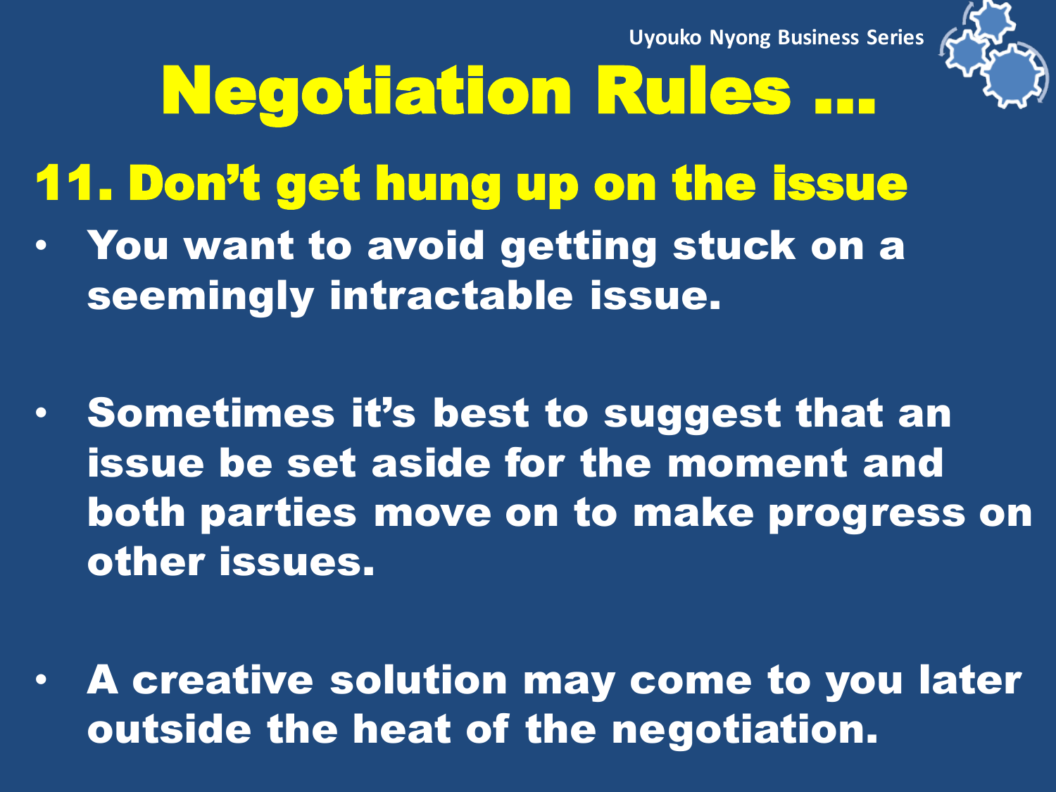# Negotiation Rules …

## 11. Don't get hung up on the issue

- You want to avoid getting stuck on a seemingly intractable issue.
- Sometimes it's best to suggest that an issue be set aside for the moment and both parties move on to make progress on other issues.
- A creative solution may come to you later outside the heat of the negotiation.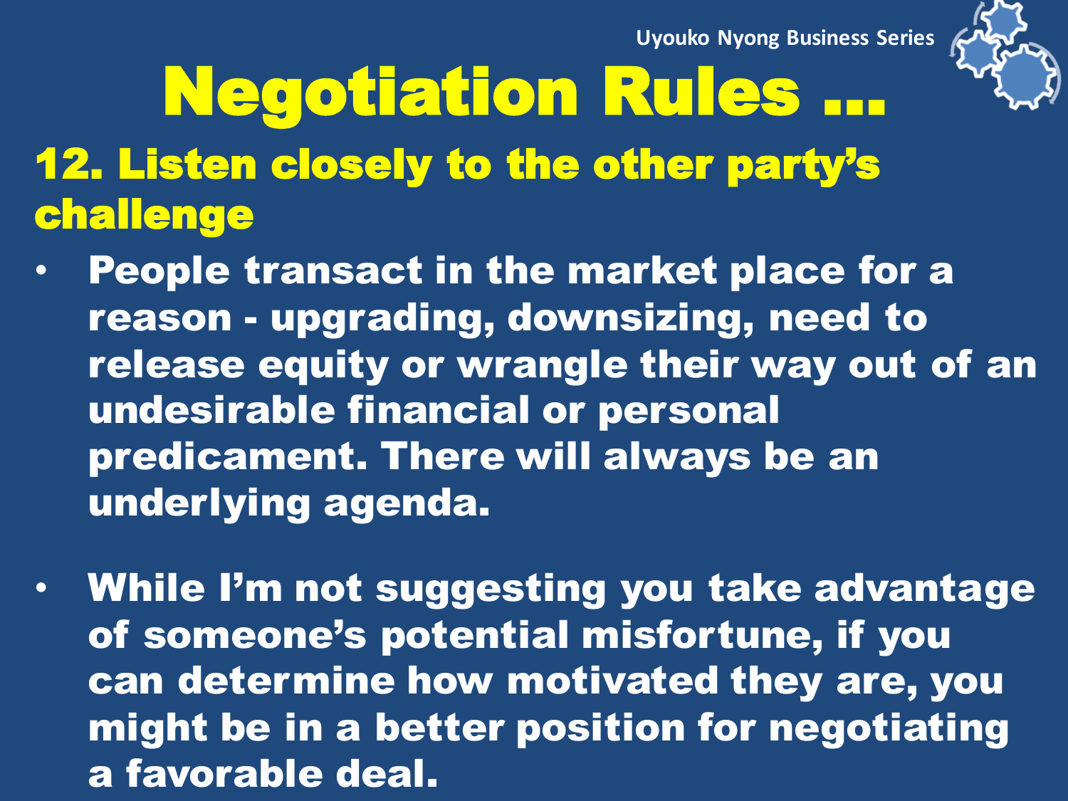# Negotiation Rules ...

## 12. Listen closely to the other party's challenge

- People transact in the market place for a reason - upgrading, downsizing, need to release equity or wrangle their way out of an undesirable financial or personal predicament. There will always be an underlying agenda.

- While I'm not suggesting you take advantage of someone's potential misfortune, if you can determine how motivated they are, you might be in a better position for negotiating a favorable deal.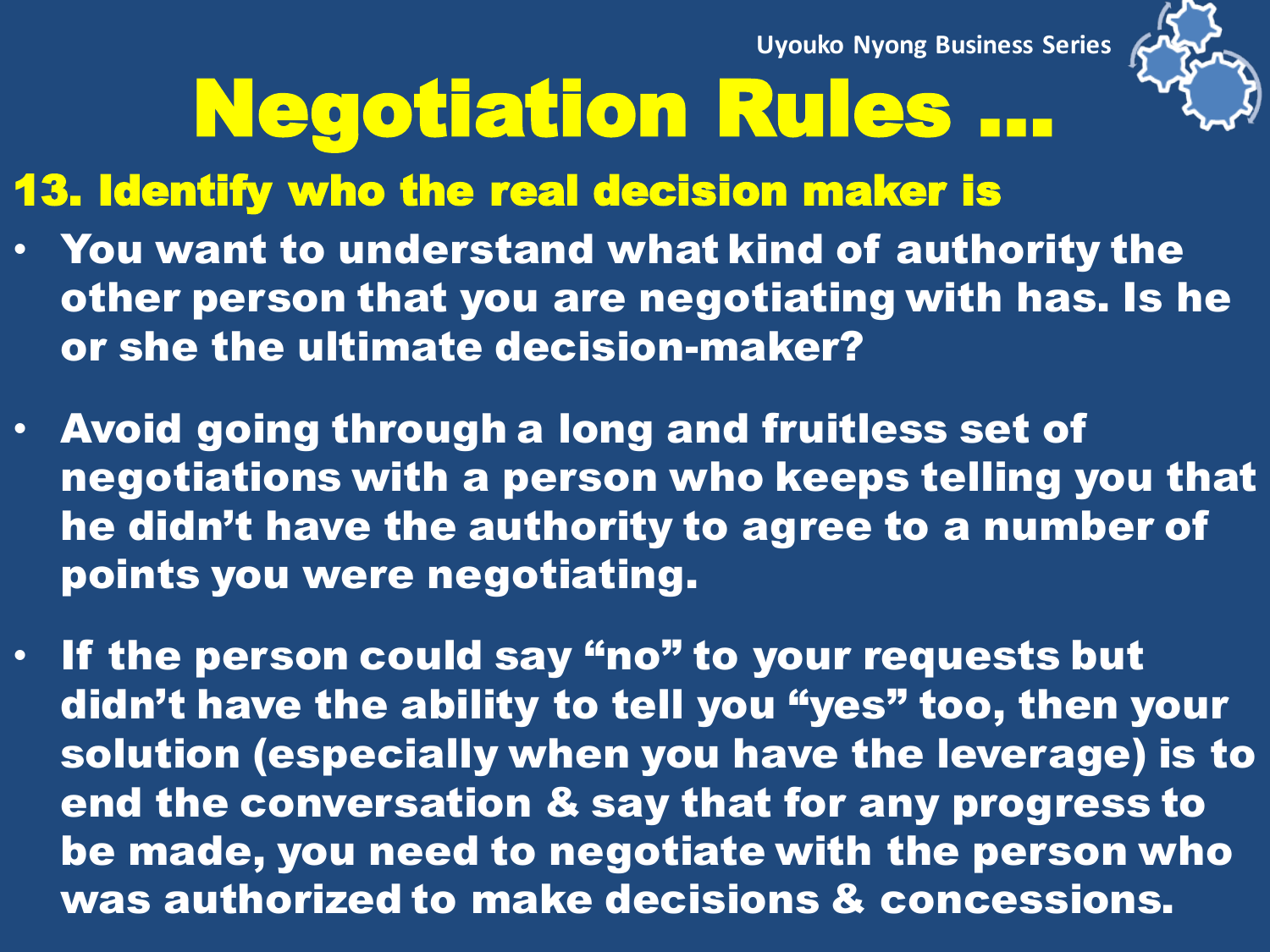# Negotiation Rules ...

## 13. Identify who the real decision maker is

- You want to understand what kind of authority the other person that you are negotiating with has. Is he or she the ultimate decision-maker?
- Avoid going through a long and fruitless set of negotiations with a person who keeps telling you that he didn't have the authority to agree to a number of points you were negotiating.
- If the person could say "no" to your requests but didn't have the ability to tell you "yes" too, then your solution (especially when you have the leverage) is to end the conversation & say that for any progress to be made, you need to negotiate with the person who was authorized to make decisions & concessions.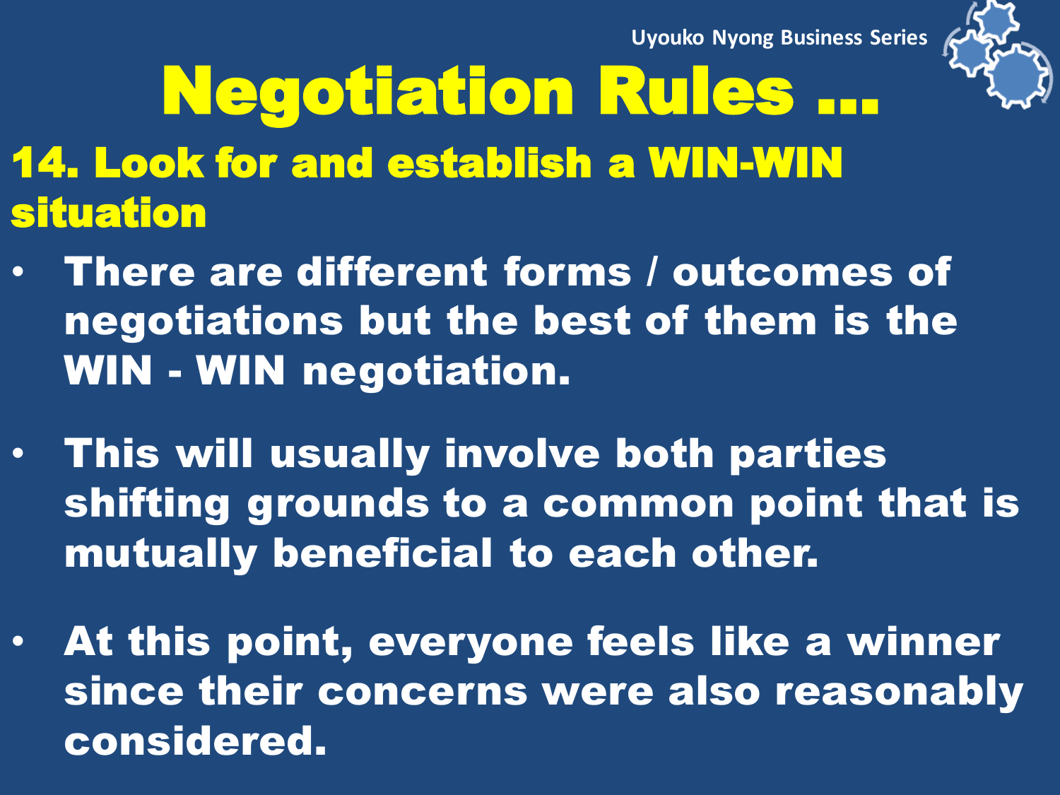# Negotiation Rules …

## 14. Look for and establish a WIN-WIN situation

- There are different forms / outcomes of negotiations but the best of them is the WIN - WIN negotiation.
- This will usually involve both parties shifting grounds to a common point that is mutually beneficial to each other.
- At this point, everyone feels like a winner since their concerns were also reasonably considered.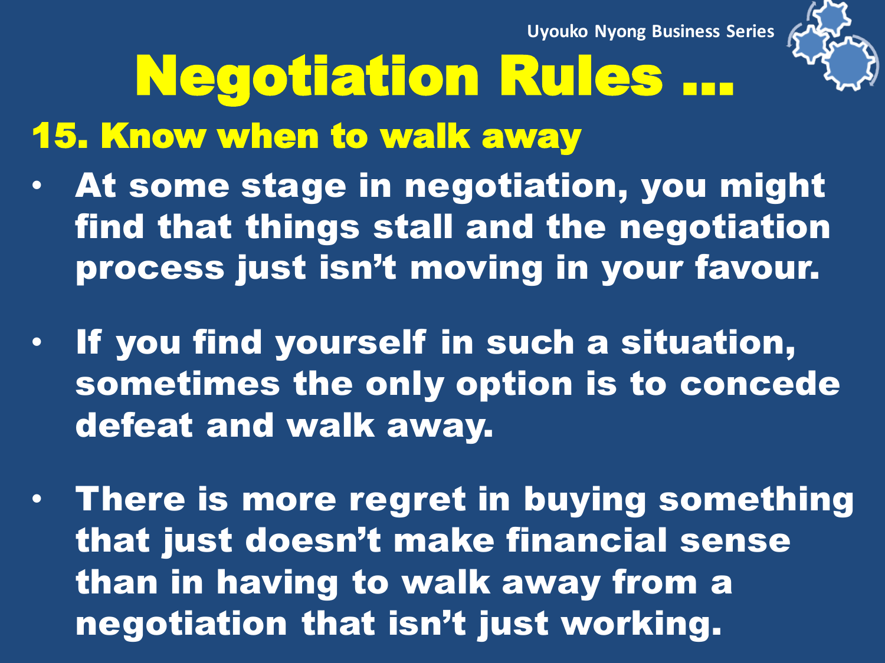# Negotiation Rules …

## 15. Know when to walk away

- At some stage in negotiation, you might find that things stall and the negotiation process just isn't moving in your favour.
- If you find yourself in such a situation, sometimes the only option is to concede defeat and walk away.
- There is more regret in buying something that just doesn't make financial sense than in having to walk away from a negotiation that isn't just working.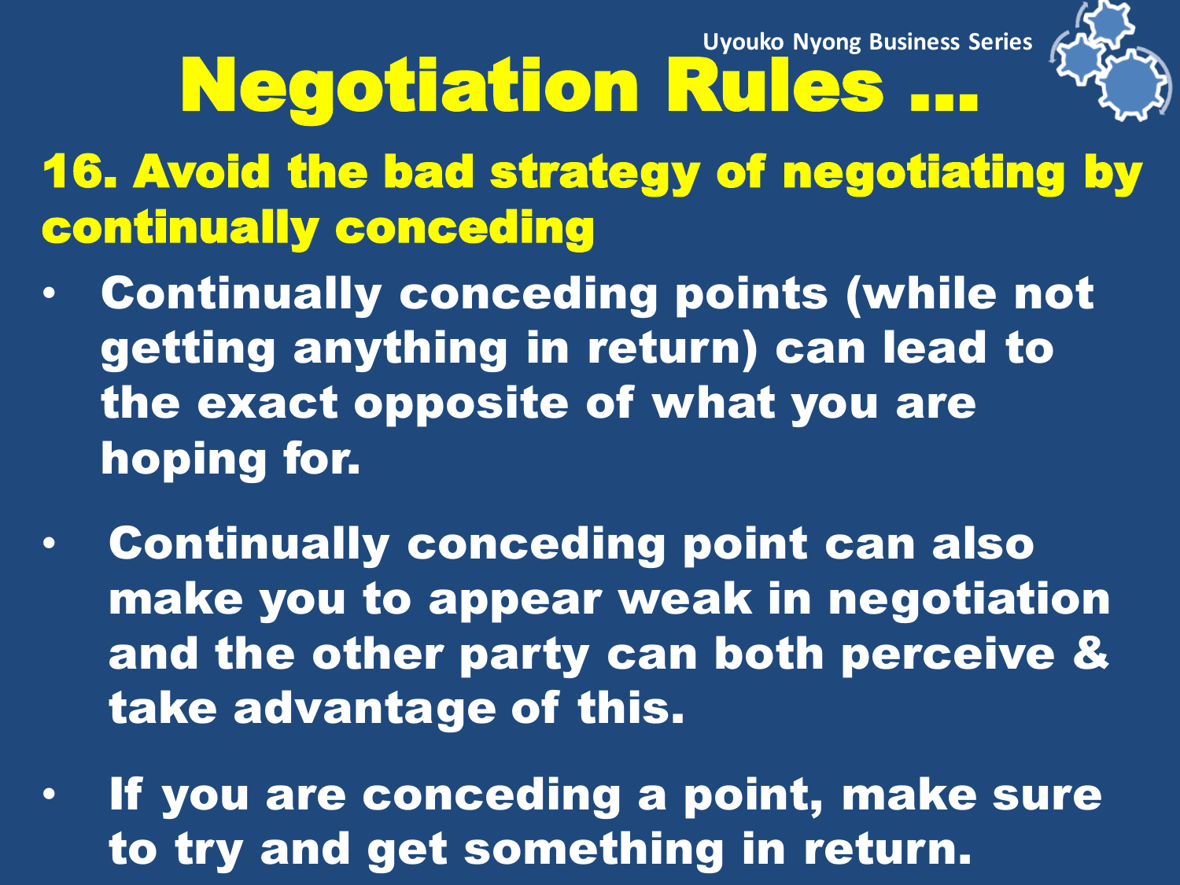# Negotiation Rules ...

## 16. Avoid the bad strategy of negotiating by continually conceding

- Continually conceding points (while not getting anything in return) can lead to the exact opposite of what you are hoping for.
- Continually conceding point can also make you to appear weak in negotiation and the other party can both perceive & take advantage of this.
- If you are conceding a point, make sure to try and get something in return.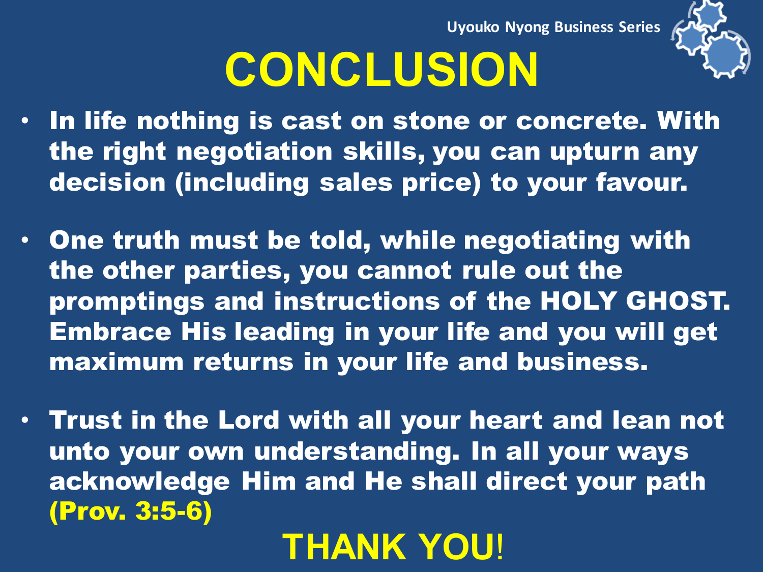# CONCLUSION

- In life nothing is cast on stone or concrete. With the right negotiation skills, you can upturn any decision (including sales price) to your favour.
- One truth must be told, while negotiating with the other parties, you cannot rule out the promptings and instructions of the HOLY GHOST. Embrace His leading in your life and you will get maximum returns in your life and business.
- Trust in the Lord with all your heart and lean not unto your own understanding. In all your ways acknowledge Him and He shall direct your path (Prov. 3:5-6)

THANK YOU!